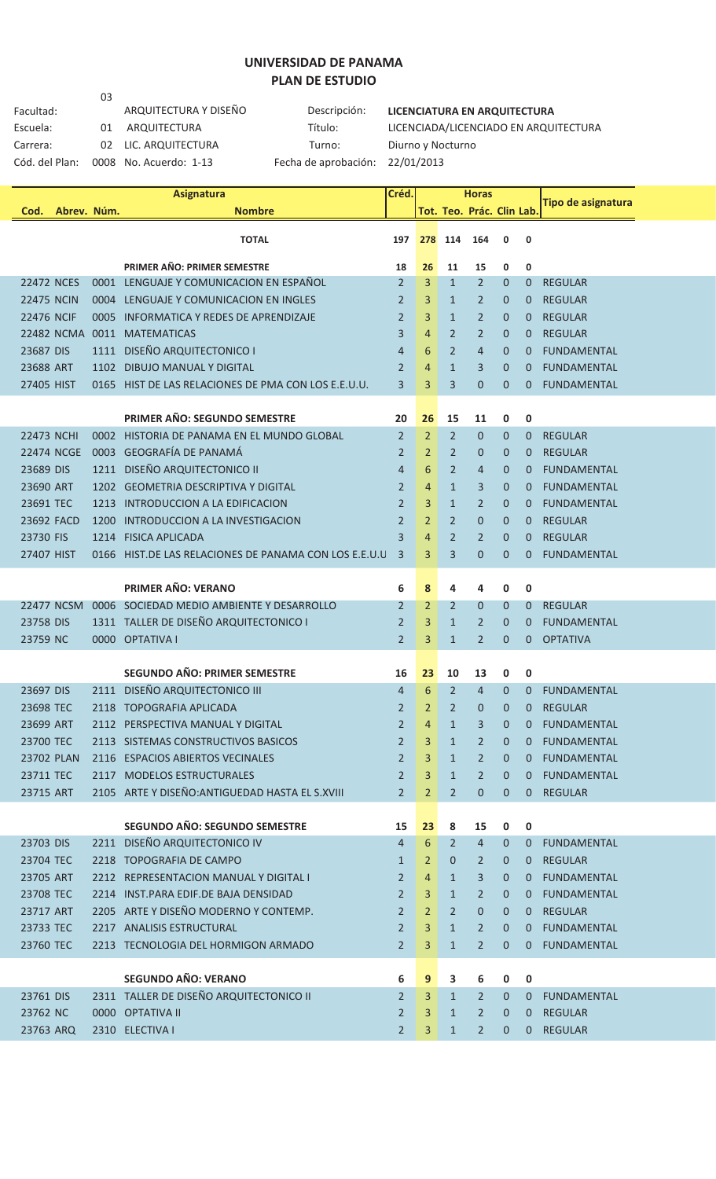# UNIVERSIDAD DE PANAMA
## PLAN DE ESTUDIO

| | | | | |
|---|---|---|---|---|
| Facultad: | 03 | ARQUITECTURA Y DISEÑO | Descripción: | **LICENCIATURA EN ARQUITECTURA** |
| Escuela: | 01 | ARQUITECTURA | Título: | LICENCIADA/LICENCIADO EN ARQUITECTURA |
| Carrera: | 02 | LIC. ARQUITECTURA | Turno: | Diurno y Nocturno |
| Cód. del Plan: | 0008 | No. Acuerdo: 1-13 | Fecha de aprobación: | 22/01/2013 |

| Cod. | Abrev. | Núm. | Nombre | Créd. | Tot. | Teo. | Prác. | Clin | Lab. | Tipo de asignatura |
|---|---|---|---|---|---|---|---|---|---|---|
| | | | **TOTAL** | 197 | 278 | 114 | 164 | 0 | 0 | |
| | | | **PRIMER AÑO: PRIMER SEMESTRE** | 18 | 26 | 11 | 15 | 0 | 0 | |
| 22472 | NCES | 0001 | LENGUAJE Y COMUNICACION EN ESPAÑOL | 2 | 3 | 1 | 2 | 0 | 0 | REGULAR |
| 22475 | NCIN | 0004 | LENGUAJE Y COMUNICACION EN INGLES | 2 | 3 | 1 | 2 | 0 | 0 | REGULAR |
| 22476 | NCIF | 0005 | INFORMATICA Y REDES DE APRENDIZAJE | 2 | 3 | 1 | 2 | 0 | 0 | REGULAR |
| 22482 | NCMA | 0011 | MATEMATICAS | 3 | 4 | 2 | 2 | 0 | 0 | REGULAR |
| 23687 | DIS | 1111 | DISEÑO ARQUITECTONICO I | 4 | 6 | 2 | 4 | 0 | 0 | FUNDAMENTAL |
| 23688 | ART | 1102 | DIBUJO MANUAL Y DIGITAL | 2 | 4 | 1 | 3 | 0 | 0 | FUNDAMENTAL |
| 27405 | HIST | 0165 | HIST DE LAS RELACIONES DE PMA CON LOS E.E.U.U. | 3 | 3 | 3 | 0 | 0 | 0 | FUNDAMENTAL |
| | | | **PRIMER AÑO: SEGUNDO SEMESTRE** | 20 | 26 | 15 | 11 | 0 | 0 | |
| 22473 | NCHI | 0002 | HISTORIA DE PANAMA EN EL MUNDO GLOBAL | 2 | 2 | 2 | 0 | 0 | 0 | REGULAR |
| 22474 | NCGE | 0003 | GEOGRAFÍA DE PANAMÁ | 2 | 2 | 2 | 0 | 0 | 0 | REGULAR |
| 23689 | DIS | 1211 | DISEÑO ARQUITECTONICO II | 4 | 6 | 2 | 4 | 0 | 0 | FUNDAMENTAL |
| 23690 | ART | 1202 | GEOMETRIA DESCRIPTIVA Y DIGITAL | 2 | 4 | 1 | 3 | 0 | 0 | FUNDAMENTAL |
| 23691 | TEC | 1213 | INTRODUCCION A LA EDIFICACION | 2 | 3 | 1 | 2 | 0 | 0 | FUNDAMENTAL |
| 23692 | FACD | 1200 | INTRODUCCION A LA INVESTIGACION | 2 | 2 | 2 | 0 | 0 | 0 | REGULAR |
| 23730 | FIS | 1214 | FISICA APLICADA | 3 | 4 | 2 | 2 | 0 | 0 | REGULAR |
| 27407 | HIST | 0166 | HIST.DE LAS RELACIONES DE PANAMA CON LOS E.E.U.U | 3 | 3 | 3 | 0 | 0 | 0 | FUNDAMENTAL |
| | | | **PRIMER AÑO: VERANO** | 6 | 8 | 4 | 4 | 0 | 0 | |
| 22477 | NCSM | 0006 | SOCIEDAD MEDIO AMBIENTE Y DESARROLLO | 2 | 2 | 2 | 0 | 0 | 0 | REGULAR |
| 23758 | DIS | 1311 | TALLER DE DISEÑO ARQUITECTONICO I | 2 | 3 | 1 | 2 | 0 | 0 | FUNDAMENTAL |
| 23759 | NC | 0000 | OPTATIVA I | 2 | 3 | 1 | 2 | 0 | 0 | OPTATIVA |
| | | | **SEGUNDO AÑO: PRIMER SEMESTRE** | 16 | 23 | 10 | 13 | 0 | 0 | |
| 23697 | DIS | 2111 | DISEÑO ARQUITECTONICO III | 4 | 6 | 2 | 4 | 0 | 0 | FUNDAMENTAL |
| 23698 | TEC | 2118 | TOPOGRAFIA APLICADA | 2 | 2 | 2 | 0 | 0 | 0 | REGULAR |
| 23699 | ART | 2112 | PERSPECTIVA MANUAL Y DIGITAL | 2 | 4 | 1 | 3 | 0 | 0 | FUNDAMENTAL |
| 23700 | TEC | 2113 | SISTEMAS CONSTRUCTIVOS BASICOS | 2 | 3 | 1 | 2 | 0 | 0 | FUNDAMENTAL |
| 23702 | PLAN | 2116 | ESPACIOS ABIERTOS VECINALES | 2 | 3 | 1 | 2 | 0 | 0 | FUNDAMENTAL |
| 23711 | TEC | 2117 | MODELOS ESTRUCTURALES | 2 | 3 | 1 | 2 | 0 | 0 | FUNDAMENTAL |
| 23715 | ART | 2105 | ARTE Y DISEÑO:ANTIGUEDAD HASTA EL S.XVIII | 2 | 2 | 2 | 0 | 0 | 0 | REGULAR |
| | | | **SEGUNDO AÑO: SEGUNDO SEMESTRE** | 15 | 23 | 8 | 15 | 0 | 0 | |
| 23703 | DIS | 2211 | DISEÑO ARQUITECTONICO IV | 4 | 6 | 2 | 4 | 0 | 0 | FUNDAMENTAL |
| 23704 | TEC | 2218 | TOPOGRAFIA DE CAMPO | 1 | 2 | 0 | 2 | 0 | 0 | REGULAR |
| 23705 | ART | 2212 | REPRESENTACION MANUAL Y DIGITAL I | 2 | 4 | 1 | 3 | 0 | 0 | FUNDAMENTAL |
| 23708 | TEC | 2214 | INST.PARA EDIF.DE BAJA DENSIDAD | 2 | 3 | 1 | 2 | 0 | 0 | FUNDAMENTAL |
| 23717 | ART | 2205 | ARTE Y DISEÑO MODERNO Y CONTEMP. | 2 | 2 | 2 | 0 | 0 | 0 | REGULAR |
| 23733 | TEC | 2217 | ANALISIS ESTRUCTURAL | 2 | 3 | 1 | 2 | 0 | 0 | FUNDAMENTAL |
| 23760 | TEC | 2213 | TECNOLOGIA DEL HORMIGON ARMADO | 2 | 3 | 1 | 2 | 0 | 0 | FUNDAMENTAL |
| | | | **SEGUNDO AÑO: VERANO** | 6 | 9 | 3 | 6 | 0 | 0 | |
| 23761 | DIS | 2311 | TALLER DE DISEÑO ARQUITECTONICO II | 2 | 3 | 1 | 2 | 0 | 0 | FUNDAMENTAL |
| 23762 | NC | 0000 | OPTATIVA II | 2 | 3 | 1 | 2 | 0 | 0 | REGULAR |
| 23763 | ARQ | 2310 | ELECTIVA I | 2 | 3 | 1 | 2 | 0 | 0 | REGULAR |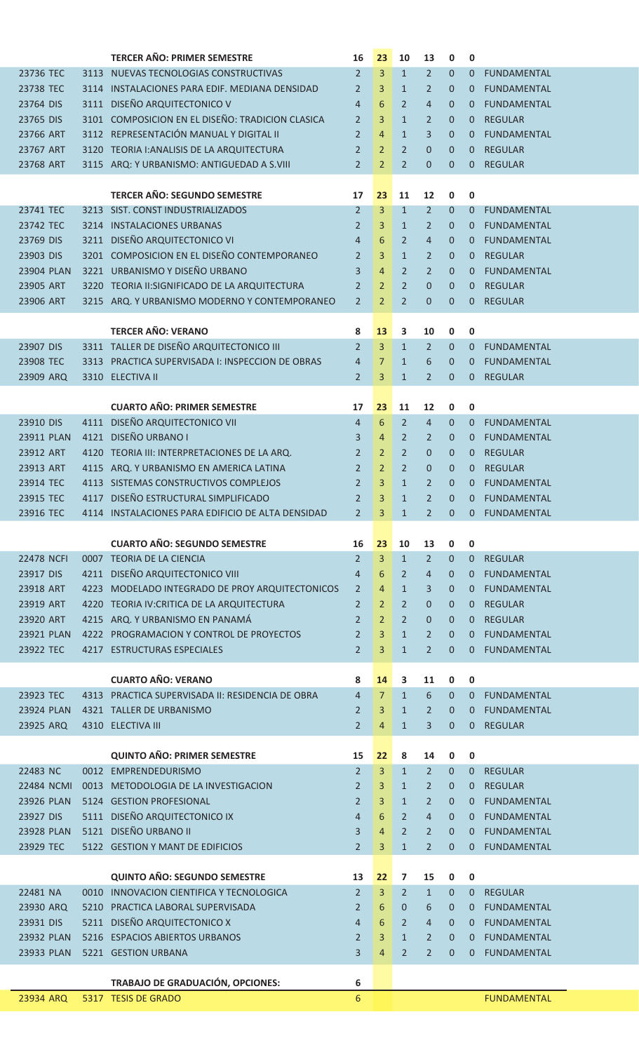| | | | | | | | | | |
|---|---|---|---|---|---|---|---|---|---|
| | | **TERCER AÑO: PRIMER SEMESTRE** | **16** | **23** | **10** | **13** | **0** | **0** | |
| 23736 TEC | 3113 | NUEVAS TECNOLOGIAS CONSTRUCTIVAS | 2 | 3 | 1 | 2 | 0 | 0 | FUNDAMENTAL |
| 23738 TEC | 3114 | INSTALACIONES PARA EDIF. MEDIANA DENSIDAD | 2 | 3 | 1 | 2 | 0 | 0 | FUNDAMENTAL |
| 23764 DIS | 3111 | DISEÑO ARQUITECTONICO V | 4 | 6 | 2 | 4 | 0 | 0 | FUNDAMENTAL |
| 23765 DIS | 3101 | COMPOSICION EN EL DISEÑO: TRADICION CLASICA | 2 | 3 | 1 | 2 | 0 | 0 | REGULAR |
| 23766 ART | 3112 | REPRESENTACIÓN MANUAL Y DIGITAL II | 2 | 4 | 1 | 3 | 0 | 0 | FUNDAMENTAL |
| 23767 ART | 3120 | TEORIA I:ANALISIS DE LA ARQUITECTURA | 2 | 2 | 2 | 0 | 0 | 0 | REGULAR |
| 23768 ART | 3115 | ARQ: Y URBANISMO: ANTIGUEDAD A S.VIII | 2 | 2 | 2 | 0 | 0 | 0 | REGULAR |
| | | **TERCER AÑO: SEGUNDO SEMESTRE** | **17** | **23** | **11** | **12** | **0** | **0** | |
| 23741 TEC | 3213 | SIST. CONST INDUSTRIALIZADOS | 2 | 3 | 1 | 2 | 0 | 0 | FUNDAMENTAL |
| 23742 TEC | 3214 | INSTALACIONES URBANAS | 2 | 3 | 1 | 2 | 0 | 0 | FUNDAMENTAL |
| 23769 DIS | 3211 | DISEÑO ARQUITECTONICO VI | 4 | 6 | 2 | 4 | 0 | 0 | FUNDAMENTAL |
| 23903 DIS | 3201 | COMPOSICION EN EL DISEÑO CONTEMPORANEO | 2 | 3 | 1 | 2 | 0 | 0 | REGULAR |
| 23904 PLAN | 3221 | URBANISMO Y DISEÑO URBANO | 3 | 4 | 2 | 2 | 0 | 0 | FUNDAMENTAL |
| 23905 ART | 3220 | TEORIA II:SIGNIFICADO DE LA ARQUITECTURA | 2 | 2 | 2 | 0 | 0 | 0 | REGULAR |
| 23906 ART | 3215 | ARQ. Y URBANISMO MODERNO Y CONTEMPORANEO | 2 | 2 | 2 | 0 | 0 | 0 | REGULAR |
| | | **TERCER AÑO: VERANO** | **8** | **13** | **3** | **10** | **0** | **0** | |
| 23907 DIS | 3311 | TALLER DE DISEÑO ARQUITECTONICO III | 2 | 3 | 1 | 2 | 0 | 0 | FUNDAMENTAL |
| 23908 TEC | 3313 | PRACTICA SUPERVISADA I: INSPECCION DE OBRAS | 4 | 7 | 1 | 6 | 0 | 0 | FUNDAMENTAL |
| 23909 ARQ | 3310 | ELECTIVA II | 2 | 3 | 1 | 2 | 0 | 0 | REGULAR |
| | | **CUARTO AÑO: PRIMER SEMESTRE** | **17** | **23** | **11** | **12** | **0** | **0** | |
| 23910 DIS | 4111 | DISEÑO ARQUITECTONICO VII | 4 | 6 | 2 | 4 | 0 | 0 | FUNDAMENTAL |
| 23911 PLAN | 4121 | DISEÑO URBANO I | 3 | 4 | 2 | 2 | 0 | 0 | FUNDAMENTAL |
| 23912 ART | 4120 | TEORIA III: INTERPRETACIONES DE LA ARQ. | 2 | 2 | 2 | 0 | 0 | 0 | REGULAR |
| 23913 ART | 4115 | ARQ. Y URBANISMO EN AMERICA LATINA | 2 | 2 | 2 | 0 | 0 | 0 | REGULAR |
| 23914 TEC | 4113 | SISTEMAS CONSTRUCTIVOS COMPLEJOS | 2 | 3 | 1 | 2 | 0 | 0 | FUNDAMENTAL |
| 23915 TEC | 4117 | DISEÑO ESTRUCTURAL SIMPLIFICADO | 2 | 3 | 1 | 2 | 0 | 0 | FUNDAMENTAL |
| 23916 TEC | 4114 | INSTALACIONES PARA EDIFICIO DE ALTA DENSIDAD | 2 | 3 | 1 | 2 | 0 | 0 | FUNDAMENTAL |
| | | **CUARTO AÑO: SEGUNDO SEMESTRE** | **16** | **23** | **10** | **13** | **0** | **0** | |
| 22478 NCFI | 0007 | TEORIA DE LA CIENCIA | 2 | 3 | 1 | 2 | 0 | 0 | REGULAR |
| 23917 DIS | 4211 | DISEÑO ARQUITECTONICO VIII | 4 | 6 | 2 | 4 | 0 | 0 | FUNDAMENTAL |
| 23918 ART | 4223 | MODELADO INTEGRADO DE PROY ARQUITECTONICOS | 2 | 4 | 1 | 3 | 0 | 0 | FUNDAMENTAL |
| 23919 ART | 4220 | TEORIA IV:CRITICA DE LA ARQUITECTURA | 2 | 2 | 2 | 0 | 0 | 0 | REGULAR |
| 23920 ART | 4215 | ARQ. Y URBANISMO EN PANAMÁ | 2 | 2 | 2 | 0 | 0 | 0 | REGULAR |
| 23921 PLAN | 4222 | PROGRAMACION Y CONTROL DE PROYECTOS | 2 | 3 | 1 | 2 | 0 | 0 | FUNDAMENTAL |
| 23922 TEC | 4217 | ESTRUCTURAS ESPECIALES | 2 | 3 | 1 | 2 | 0 | 0 | FUNDAMENTAL |
| | | **CUARTO AÑO: VERANO** | **8** | **14** | **3** | **11** | **0** | **0** | |
| 23923 TEC | 4313 | PRACTICA SUPERVISADA II: RESIDENCIA DE OBRA | 4 | 7 | 1 | 6 | 0 | 0 | FUNDAMENTAL |
| 23924 PLAN | 4321 | TALLER DE URBANISMO | 2 | 3 | 1 | 2 | 0 | 0 | FUNDAMENTAL |
| 23925 ARQ | 4310 | ELECTIVA III | 2 | 4 | 1 | 3 | 0 | 0 | REGULAR |
| | | **QUINTO AÑO: PRIMER SEMESTRE** | **15** | **22** | **8** | **14** | **0** | **0** | |
| 22483 NC | 0012 | EMPRENDEDURISMO | 2 | 3 | 1 | 2 | 0 | 0 | REGULAR |
| 22484 NCMI | 0013 | METODOLOGIA DE LA INVESTIGACION | 2 | 3 | 1 | 2 | 0 | 0 | REGULAR |
| 23926 PLAN | 5124 | GESTION PROFESIONAL | 2 | 3 | 1 | 2 | 0 | 0 | FUNDAMENTAL |
| 23927 DIS | 5111 | DISEÑO ARQUITECTONICO IX | 4 | 6 | 2 | 4 | 0 | 0 | FUNDAMENTAL |
| 23928 PLAN | 5121 | DISEÑO URBANO II | 3 | 4 | 2 | 2 | 0 | 0 | FUNDAMENTAL |
| 23929 TEC | 5122 | GESTION Y MANT DE EDIFICIOS | 2 | 3 | 1 | 2 | 0 | 0 | FUNDAMENTAL |
| | | **QUINTO AÑO: SEGUNDO SEMESTRE** | **13** | **22** | **7** | **15** | **0** | **0** | |
| 22481 NA | 0010 | INNOVACION CIENTIFICA Y TECNOLOGICA | 2 | 3 | 2 | 1 | 0 | 0 | REGULAR |
| 23930 ARQ | 5210 | PRACTICA LABORAL SUPERVISADA | 2 | 6 | 0 | 6 | 0 | 0 | FUNDAMENTAL |
| 23931 DIS | 5211 | DISEÑO ARQUITECTONICO X | 4 | 6 | 2 | 4 | 0 | 0 | FUNDAMENTAL |
| 23932 PLAN | 5216 | ESPACIOS ABIERTOS URBANOS | 2 | 3 | 1 | 2 | 0 | 0 | FUNDAMENTAL |
| 23933 PLAN | 5221 | GESTION URBANA | 3 | 4 | 2 | 2 | 0 | 0 | FUNDAMENTAL |
| | | **TRABAJO DE GRADUACIÓN, OPCIONES:** | **6** | | | | | | |
| 23934 ARQ | 5317 | TESIS DE GRADO | 6 | | | | | | FUNDAMENTAL |